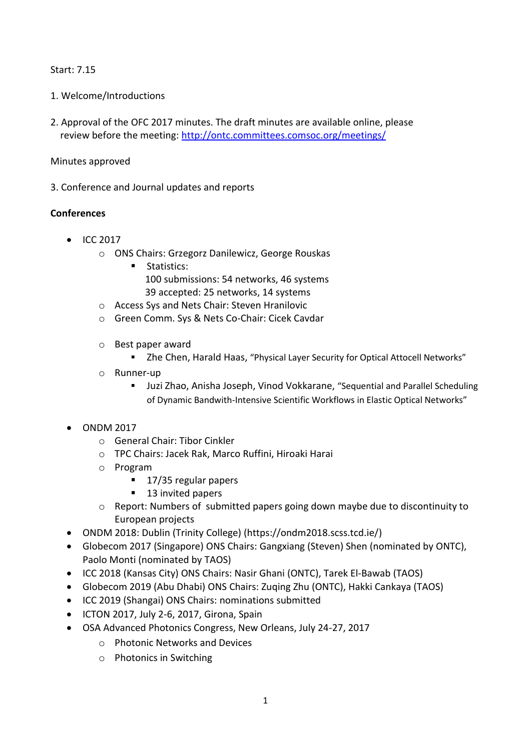Start: 7.15

1. Welcome/Introductions

2. Approval of the OFC 2017 minutes. The draft minutes are available online, please review before the meeting: http://ontc.committees.comsoc.org/meetings/

Minutes approved

3. Conference and Journal updates and reports

**Conferences**

- ICC 2017
  - ONS Chairs: Grzegorz Danilewicz, George Rouskas
    - Statistics:
      100 submissions: 54 networks, 46 systems
      39 accepted: 25 networks, 14 systems
  - Access Sys and Nets Chair: Steven Hranilovic
  - Green Comm. Sys & Nets Co-Chair: Cicek Cavdar
  - Best paper award
    - Zhe Chen, Harald Haas, "Physical Layer Security for Optical Attocell Networks"
  - Runner-up
    - Juzi Zhao, Anisha Joseph, Vinod Vokkarane, "Sequential and Parallel Scheduling of Dynamic Bandwith-Intensive Scientific Workflows in Elastic Optical Networks"
- ONDM 2017
  - General Chair: Tibor Cinkler
  - TPC Chairs: Jacek Rak, Marco Ruffini, Hiroaki Harai
  - Program
    - 17/35 regular papers
    - 13 invited papers
  - Report: Numbers of submitted papers going down maybe due to discontinuity to European projects
- ONDM 2018: Dublin (Trinity College) (https://ondm2018.scss.tcd.ie/)
- Globecom 2017 (Singapore) ONS Chairs: Gangxiang (Steven) Shen (nominated by ONTC), Paolo Monti (nominated by TAOS)
- ICC 2018 (Kansas City) ONS Chairs: Nasir Ghani (ONTC), Tarek El-Bawab (TAOS)
- Globecom 2019 (Abu Dhabi) ONS Chairs: Zuqing Zhu (ONTC), Hakki Cankaya (TAOS)
- ICC 2019 (Shangai) ONS Chairs: nominations submitted
- ICTON 2017, July 2-6, 2017, Girona, Spain
- OSA Advanced Photonics Congress, New Orleans, July 24-27, 2017
  - Photonic Networks and Devices
  - Photonics in Switching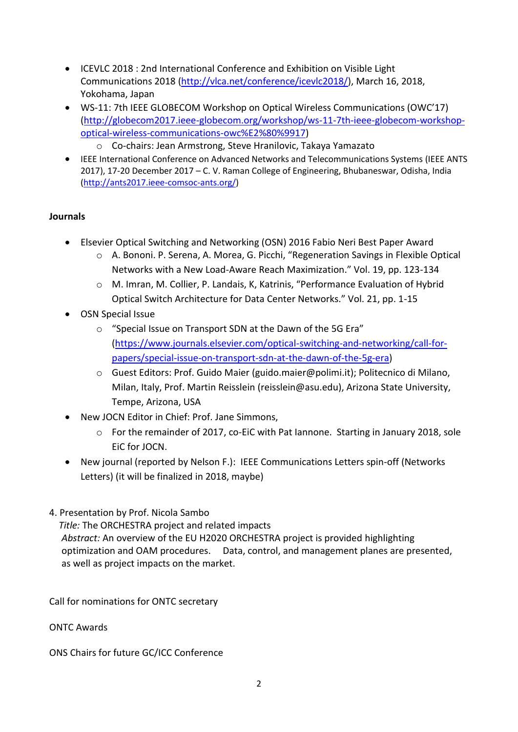- ICEVLC 2018 : 2nd International Conference and Exhibition on Visible Light Communications 2018 (http://vlca.net/conference/icevlc2018/), March 16, 2018, Yokohama, Japan
- WS-11: 7th IEEE GLOBECOM Workshop on Optical Wireless Communications (OWC'17) (http://globecom2017.ieee-globecom.org/workshop/ws-11-7th-ieee-globecom-workshop-optical-wireless-communications-owc%E2%80%9917)
    - Co-chairs: Jean Armstrong, Steve Hranilovic, Takaya Yamazato
- IEEE International Conference on Advanced Networks and Telecommunications Systems (IEEE ANTS 2017), 17-20 December 2017 – C. V. Raman College of Engineering, Bhubaneswar, Odisha, India (http://ants2017.ieee-comsoc-ants.org/)

**Journals**

- Elsevier Optical Switching and Networking (OSN) 2016 Fabio Neri Best Paper Award
    - A. Bononi. P. Serena, A. Morea, G. Picchi, "Regeneration Savings in Flexible Optical Networks with a New Load-Aware Reach Maximization." Vol. 19, pp. 123-134
    - M. Imran, M. Collier, P. Landais, K, Katrinis, "Performance Evaluation of Hybrid Optical Switch Architecture for Data Center Networks." Vol. 21, pp. 1-15
- OSN Special Issue
    - "Special Issue on Transport SDN at the Dawn of the 5G Era" (https://www.journals.elsevier.com/optical-switching-and-networking/call-for-papers/special-issue-on-transport-sdn-at-the-dawn-of-the-5g-era)
    - Guest Editors: Prof. Guido Maier (guido.maier@polimi.it); Politecnico di Milano, Milan, Italy, Prof. Martin Reisslein (reisslein@asu.edu), Arizona State University, Tempe, Arizona, USA
- New JOCN Editor in Chief: Prof. Jane Simmons,
    - For the remainder of 2017, co-EiC with Pat Iannone. Starting in January 2018, sole EiC for JOCN.
- New journal (reported by Nelson F.): IEEE Communications Letters spin-off (Networks Letters) (it will be finalized in 2018, maybe)

4. Presentation by Prof. Nicola Sambo
   *Title:* The ORCHESTRA project and related impacts
   *Abstract:* An overview of the EU H2020 ORCHESTRA project is provided highlighting optimization and OAM procedures. Data, control, and management planes are presented, as well as project impacts on the market.

Call for nominations for ONTC secretary

ONTC Awards

ONS Chairs for future GC/ICC Conference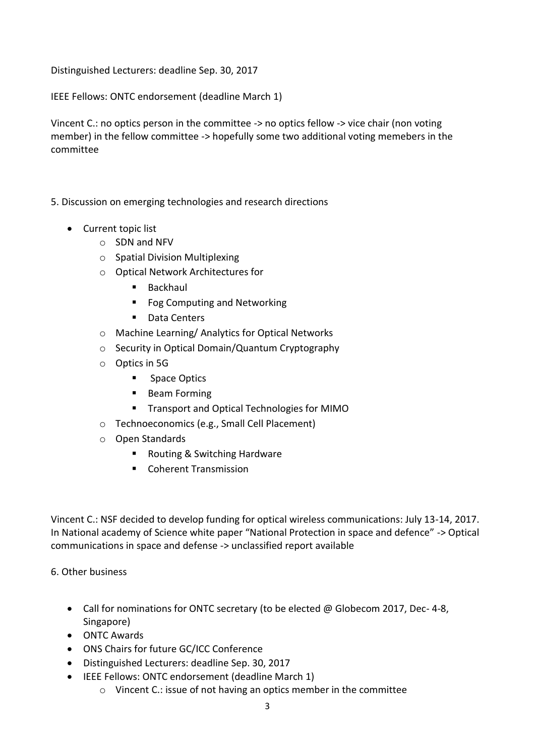Distinguished Lecturers: deadline Sep. 30, 2017

IEEE Fellows: ONTC endorsement (deadline March 1)

Vincent C.: no optics person in the committee -> no optics fellow -> vice chair (non voting member) in the fellow committee -> hopefully some two additional voting memebers in the committee

5. Discussion on emerging technologies and research directions

- Current topic list
  - SDN and NFV
  - Spatial Division Multiplexing
  - Optical Network Architectures for
    - Backhaul
    - Fog Computing and Networking
    - Data Centers
  - Machine Learning/ Analytics for Optical Networks
  - Security in Optical Domain/Quantum Cryptography
  - Optics in 5G
    - Space Optics
    - Beam Forming
    - Transport and Optical Technologies for MIMO
  - Technoeconomics (e.g., Small Cell Placement)
  - Open Standards
    - Routing & Switching Hardware
    - Coherent Transmission

Vincent C.: NSF decided to develop funding for optical wireless communications: July 13-14, 2017. In National academy of Science white paper "National Protection in space and defence" -> Optical communications in space and defense -> unclassified report available

6. Other business

- Call for nominations for ONTC secretary (to be elected @ Globecom 2017, Dec- 4-8, Singapore)
- ONTC Awards
- ONS Chairs for future GC/ICC Conference
- Distinguished Lecturers: deadline Sep. 30, 2017
- IEEE Fellows: ONTC endorsement (deadline March 1)
  - Vincent C.: issue of not having an optics member in the committee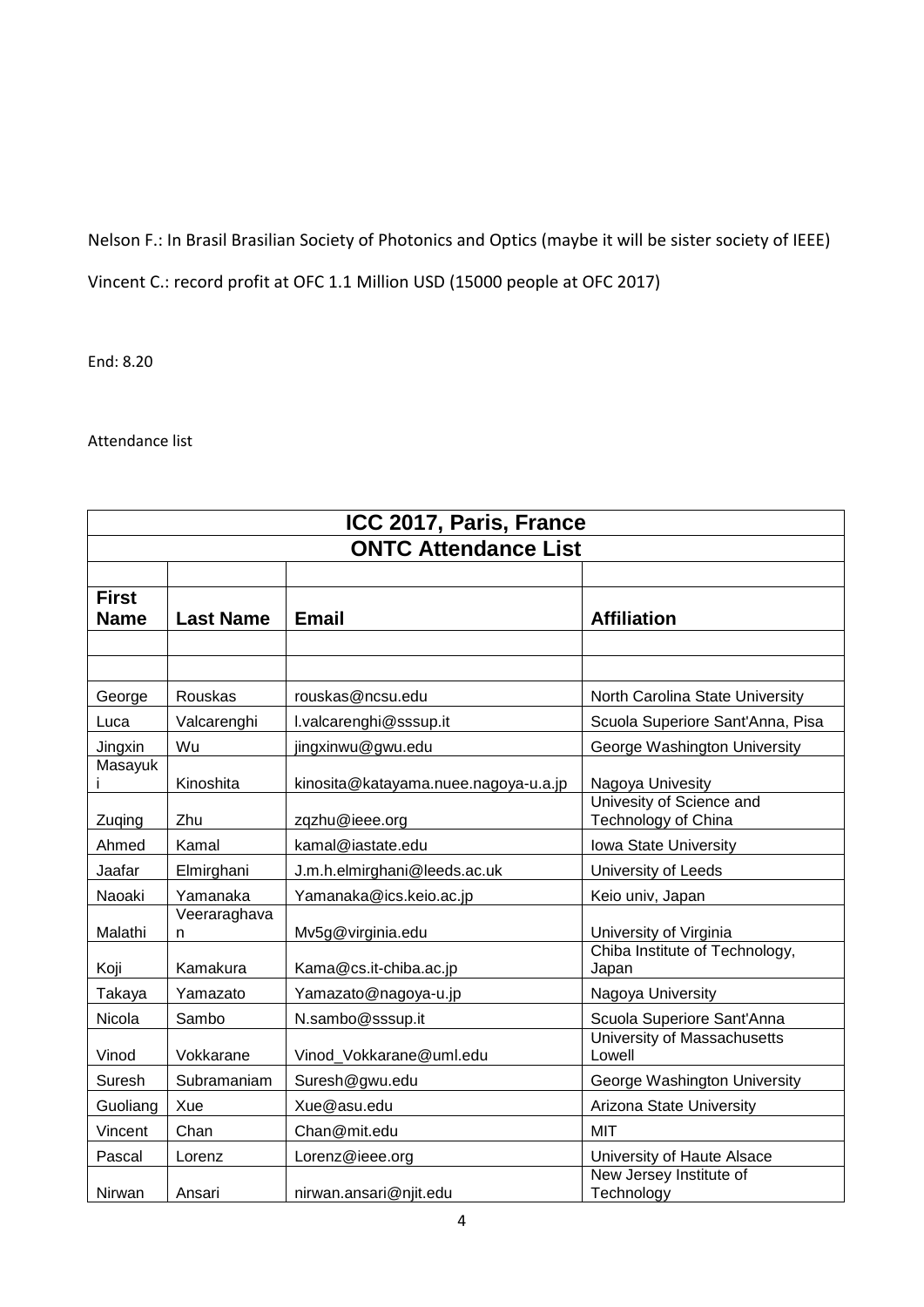Nelson F.: In Brasil Brasilian Society of Photonics and Optics (maybe it will be sister society of IEEE)

Vincent C.: record profit at OFC 1.1 Million USD (15000 people at OFC 2017)

End: 8.20

Attendance list

| ICC 2017, Paris, France | | | |
|---|---|---|---|
| **ONTC Attendance List** | | | |
| | | | |
| **First Name** | **Last Name** | **Email** | **Affiliation** |
| | | | |
| | | | |
| George | Rouskas | rouskas@ncsu.edu | North Carolina State University |
| Luca | Valcarenghi | l.valcarenghi@sssup.it | Scuola Superiore Sant'Anna, Pisa |
| Jingxin | Wu | jingxinwu@gwu.edu | George Washington University |
| Masayuki | Kinoshita | kinosita@katayama.nuee.nagoya-u.a.jp | Nagoya Univesity |
| Zuqing | Zhu | zqzhu@ieee.org | Univesity of Science and Technology of China |
| Ahmed | Kamal | kamal@iastate.edu | Iowa State University |
| Jaafar | Elmirghani | J.m.h.elmirghani@leeds.ac.uk | University of Leeds |
| Naoaki | Yamanaka | Yamanaka@ics.keio.ac.jp | Keio univ, Japan |
| Malathi | Veeraraghavan | Mv5g@virginia.edu | University of Virginia |
| Koji | Kamakura | Kama@cs.it-chiba.ac.jp | Chiba Institute of Technology, Japan |
| Takaya | Yamazato | Yamazato@nagoya-u.jp | Nagoya University |
| Nicola | Sambo | N.sambo@sssup.it | Scuola Superiore Sant'Anna |
| Vinod | Vokkarane | Vinod_Vokkarane@uml.edu | University of Massachusetts Lowell |
| Suresh | Subramaniam | Suresh@gwu.edu | George Washington University |
| Guoliang | Xue | Xue@asu.edu | Arizona State University |
| Vincent | Chan | Chan@mit.edu | MIT |
| Pascal | Lorenz | Lorenz@ieee.org | University of Haute Alsace |
| Nirwan | Ansari | nirwan.ansari@njit.edu | New Jersey Institute of Technology |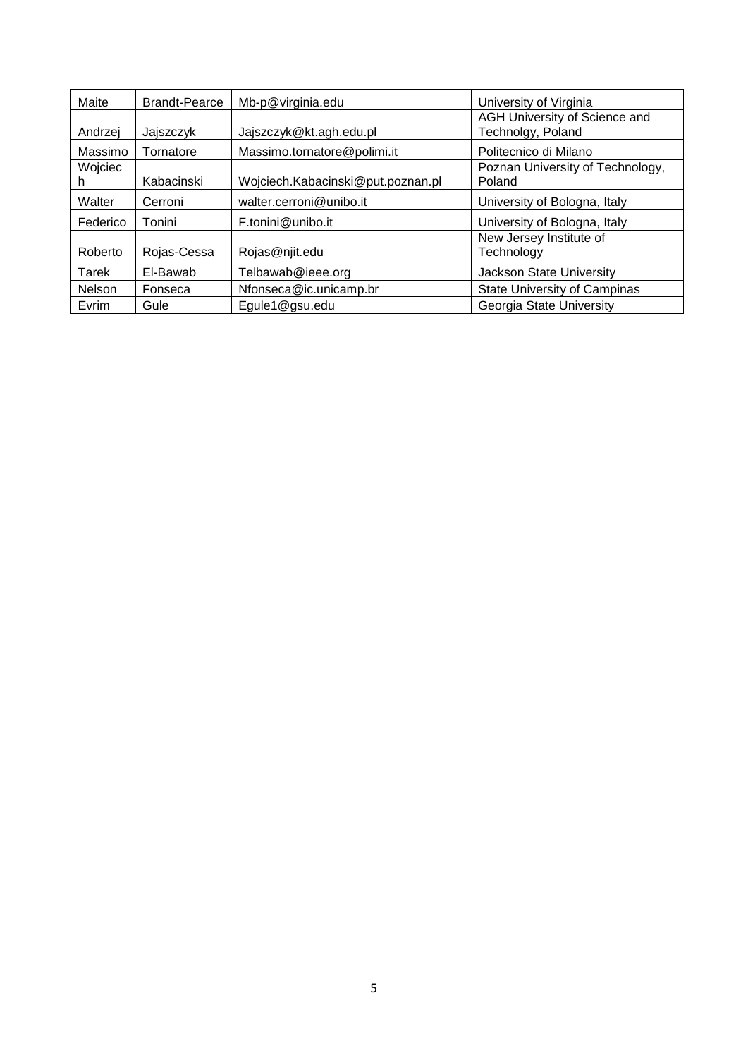| | | | |
|---|---|---|---|
| Maite | Brandt-Pearce | Mb-p@virginia.edu | University of Virginia |
| Andrzej | Jajszczyk | Jajszczyk@kt.agh.edu.pl | AGH University of Science and Technolgy, Poland |
| Massimo | Tornatore | Massimo.tornatore@polimi.it | Politecnico di Milano |
| Wojciech | Kabacinski | Wojciech.Kabacinski@put.poznan.pl | Poznan University of Technology, Poland |
| Walter | Cerroni | walter.cerroni@unibo.it | University of Bologna, Italy |
| Federico | Tonini | F.tonini@unibo.it | University of Bologna, Italy |
| Roberto | Rojas-Cessa | Rojas@njit.edu | New Jersey Institute of Technology |
| Tarek | El-Bawab | Telbawab@ieee.org | Jackson State University |
| Nelson | Fonseca | Nfonseca@ic.unicamp.br | State University of Campinas |
| Evrim | Gule | Egule1@gsu.edu | Georgia State University |